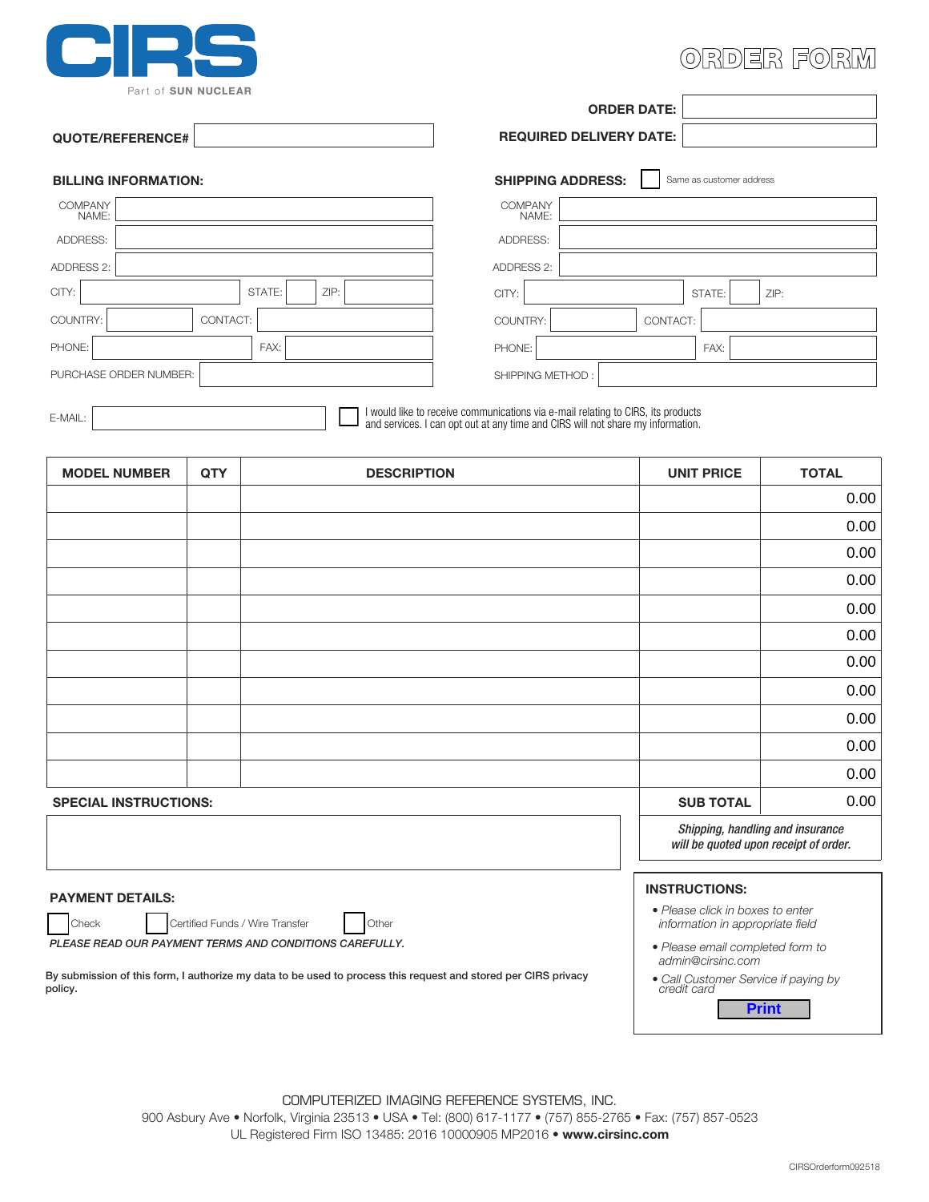# CIRS

Part of SUN NUCLEAR

# ORDER FORM

**ORDER DATE:**

**QUOTE/REFERENCE#**

**REQUIRED DELIVERY DATE:**

## BILLING INFORMATION:

COMPANY NAME:

ADDRESS:

ADDRESS 2:

CITY: STATE: ZIP:

COUNTRY: CONTACT:

PHONE: FAX:

PURCHASE ORDER NUMBER:

## SHIPPING ADDRESS:

☐ Same as customer address

COMPANY NAME:

ADDRESS:

ADDRESS 2:

CITY: STATE: ZIP:

COUNTRY: CONTACT:

PHONE: FAX:

SHIPPING METHOD :

E-MAIL:

☐ I would like to receive communications via e-mail relating to CIRS, its products and services. I can opt out at any time and CIRS will not share my information.

| MODEL NUMBER | QTY | DESCRIPTION | UNIT PRICE | TOTAL |
|---|---|---|---|---|
| | | | | 0.00 |
| | | | | 0.00 |
| | | | | 0.00 |
| | | | | 0.00 |
| | | | | 0.00 |
| | | | | 0.00 |
| | | | | 0.00 |
| | | | | 0.00 |
| | | | | 0.00 |
| | | | | 0.00 |
| | | | | 0.00 |
| | | | **SUB TOTAL** | 0.00 |

*Shipping, handling and insurance will be quoted upon receipt of order.*

## SPECIAL INSTRUCTIONS:

## PAYMENT DETAILS:

☐ Check ☐ Certified Funds / Wire Transfer ☐ Other

*PLEASE READ OUR PAYMENT TERMS AND CONDITIONS CAREFULLY.*

**By submission of this form, I authorize my data to be used to process this request and stored per CIRS privacy policy.**

## INSTRUCTIONS:

- *Please click in boxes to enter information in appropriate field*
- *Please email completed form to admin@cirsinc.com*
- *Call Customer Service if paying by credit card*

**Print**

COMPUTERIZED IMAGING REFERENCE SYSTEMS, INC.
900 Asbury Ave • Norfolk, Virginia 23513 • USA • Tel: (800) 617-1177 • (757) 855-2765 • Fax: (757) 857-0523
UL Registered Firm ISO 13485: 2016 10000905 MP2016 • **www.cirsinc.com**

CIRSOrderform092518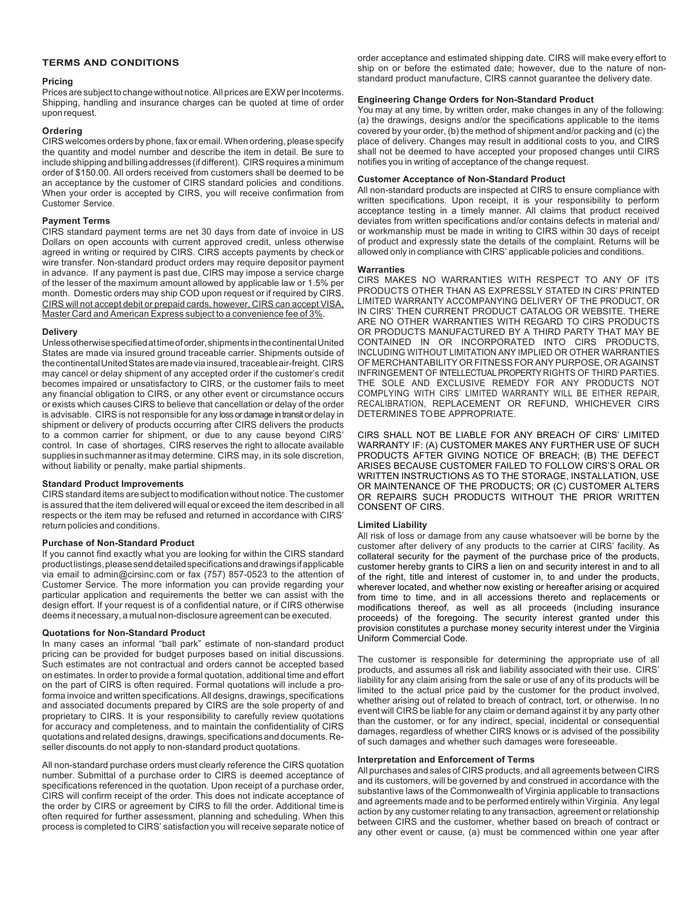## TERMS AND CONDITIONS

### Pricing

Prices are subject to change without notice. All prices are EXW per Incoterms. Shipping, handling and insurance charges can be quoted at time of order upon request.

### Ordering

CIRS welcomes orders by phone, fax or email. When ordering, please specify the quantity and model number and describe the item in detail. Be sure to include shipping and billing addresses (if different). CIRS requires a minimum order of $150.00. All orders received from customers shall be deemed to be an acceptance by the customer of CIRS standard policies and conditions. When your order is accepted by CIRS, you will receive confirmation from Customer Service.

### Payment Terms

CIRS standard payment terms are net 30 days from date of invoice in US Dollars on open accounts with current approved credit, unless otherwise agreed in writing or required by CIRS. CIRS accepts payments by check or wire transfer. Non-standard product orders may require deposit or payment in advance. If any payment is past due, CIRS may impose a service charge of the lesser of the maximum amount allowed by applicable law or 1.5% per month. Domestic orders may ship COD upon request or if required by CIRS. CIRS will not accept debit or prepaid cards, however, CIRS can accept VISA, Master Card and American Express subject to a convenience fee of 3%.

### Delivery

Unless otherwise specified at time of order, shipments in the continental United States are made via insured ground traceable carrier. Shipments outside of the continental United States are made via insured, traceable air-freight. CIRS may cancel or delay shipment of any accepted order if the customer's credit becomes impaired or unsatisfactory to CIRS, or the customer fails to meet any financial obligation to CIRS, or any other event or circumstance occurs or exists which causes CIRS to believe that cancellation or delay of the order is advisable. CIRS is not responsible for any loss or damage in transit or delay in shipment or delivery of products occurring after CIRS delivers the products to a common carrier for shipment, or due to any cause beyond CIRS' control. In case of shortages, CIRS reserves the right to allocate available supplies in such manner as it may determine. CIRS may, in its sole discretion, without liability or penalty, make partial shipments.

### Standard Product Improvements

CIRS standard items are subject to modification without notice. The customer is assured that the item delivered will equal or exceed the item described in all respects or the item may be refused and returned in accordance with CIRS' return policies and conditions.

### Purchase of Non-Standard Product

If you cannot find exactly what you are looking for within the CIRS standard product listings, please send detailed specifications and drawings if applicable via email to admin@cirsinc.com or fax (757) 857-0523 to the attention of Customer Service. The more information you can provide regarding your particular application and requirements the better we can assist with the design effort. If your request is of a confidential nature, or if CIRS otherwise deems it necessary, a mutual non-disclosure agreement can be executed.

### Quotations for Non-Standard Product

In many cases an informal "ball park" estimate of non-standard product pricing can be provided for budget purposes based on initial discussions. Such estimates are not contractual and orders cannot be accepted based on estimates. In order to provide a formal quotation, additional time and effort on the part of CIRS is often required. Formal quotations will include a pro-forma invoice and written specifications. All designs, drawings, specifications and associated documents prepared by CIRS are the sole property of and proprietary to CIRS. It is your responsibility to carefully review quotations for accuracy and completeness, and to maintain the confidentiality of CIRS quotations and related designs, drawings, specifications and documents. Re-seller discounts do not apply to non-standard product quotations.

All non-standard purchase orders must clearly reference the CIRS quotation number. Submittal of a purchase order to CIRS is deemed acceptance of specifications referenced in the quotation. Upon receipt of a purchase order, CIRS will confirm receipt of the order. This does not indicate acceptance of the order by CIRS or agreement by CIRS to fill the order. Additional time is often required for further assessment, planning and scheduling. When this process is completed to CIRS' satisfaction you will receive separate notice of order acceptance and estimated shipping date. CIRS will make every effort to ship on or before the estimated date; however, due to the nature of non-standard product manufacture, CIRS cannot guarantee the delivery date.

### Engineering Change Orders for Non-Standard Product

You may at any time, by written order, make changes in any of the following: (a) the drawings, designs and/or the specifications applicable to the items covered by your order, (b) the method of shipment and/or packing and (c) the place of delivery. Changes may result in additional costs to you, and CIRS shall not be deemed to have accepted your proposed changes until CIRS notifies you in writing of acceptance of the change request.

### Customer Acceptance of Non-Standard Product

All non-standard products are inspected at CIRS to ensure compliance with written specifications. Upon receipt, it is your responsibility to perform acceptance testing in a timely manner. All claims that product received deviates from written specifications and/or contains defects in material and/ or workmanship must be made in writing to CIRS within 30 days of receipt of product and expressly state the details of the complaint. Returns will be allowed only in compliance with CIRS' applicable policies and conditions.

### Warranties

CIRS MAKES NO WARRANTIES WITH RESPECT TO ANY OF ITS PRODUCTS OTHER THAN AS EXPRESSLY STATED IN CIRS' PRINTED LIMITED WARRANTY ACCOMPANYING DELIVERY OF THE PRODUCT, OR IN CIRS' THEN CURRENT PRODUCT CATALOG OR WEBSITE. THERE ARE NO OTHER WARRANTIES WITH REGARD TO CIRS PRODUCTS OR PRODUCTS MANUFACTURED BY A THIRD PARTY THAT MAY BE CONTAINED IN OR INCORPORATED INTO CIRS PRODUCTS, INCLUDING WITHOUT LIMITATION ANY IMPLIED OR OTHER WARRANTIES OF MERCHANTABILITY OR FITNESS FOR ANY PURPOSE, OR AGAINST INFRINGEMENT OF INTELLECTUAL PROPERTY RIGHTS OF THIRD PARTIES. THE SOLE AND EXCLUSIVE REMEDY FOR ANY PRODUCTS NOT COMPLYING WITH CIRS' LIMITED WARRANTY WILL BE EITHER REPAIR, RECALIBRATION, REPLACEMENT OR REFUND, WHICHEVER CIRS DETERMINES TO BE APPROPRIATE.

CIRS SHALL NOT BE LIABLE FOR ANY BREACH OF CIRS' LIMITED WARRANTY IF: (A) CUSTOMER MAKES ANY FURTHER USE OF SUCH PRODUCTS AFTER GIVING NOTICE OF BREACH; (B) THE DEFECT ARISES BECAUSE CUSTOMER FAILED TO FOLLOW CIRS'S ORAL OR WRITTEN INSTRUCTIONS AS TO THE STORAGE, INSTALLATION, USE OR MAINTENANCE OF THE PRODUCTS; OR (C) CUSTOMER ALTERS OR REPAIRS SUCH PRODUCTS WITHOUT THE PRIOR WRITTEN CONSENT OF CIRS.

### Limited Liability

All risk of loss or damage from any cause whatsoever will be borne by the customer after delivery of any products to the carrier at CIRS' facility. As collateral security for the payment of the purchase price of the products, customer hereby grants to CIRS a lien on and security interest in and to all of the right, title and interest of customer in, to and under the products, wherever located, and whether now existing or hereafter arising or acquired from time to time, and in all accessions thereto and replacements or modifications thereof, as well as all proceeds (including insurance proceeds) of the foregoing. The security interest granted under this provision constitutes a purchase money security interest under the Virginia Uniform Commercial Code.

The customer is responsible for determining the appropriate use of all products, and assumes all risk and liability associated with their use. CIRS' liability for any claim arising from the sale or use of any of its products will be limited to the actual price paid by the customer for the product involved, whether arising out of related to breach of contract, tort, or otherwise. In no event will CIRS be liable for any claim or demand against it by any party other than the customer, or for any indirect, special, incidental or consequential damages, regardless of whether CIRS knows or is advised of the possibility of such damages and whether such damages were foreseeable.

### Interpretation and Enforcement of Terms

All purchases and sales of CIRS products, and all agreements between CIRS and its customers, will be governed by and construed in accordance with the substantive laws of the Commonwealth of Virginia applicable to transactions and agreements made and to be performed entirely within Virginia. Any legal action by any customer relating to any transaction, agreement or relationship between CIRS and the customer, whether based on breach of contract or any other event or cause, (a) must be commenced within one year after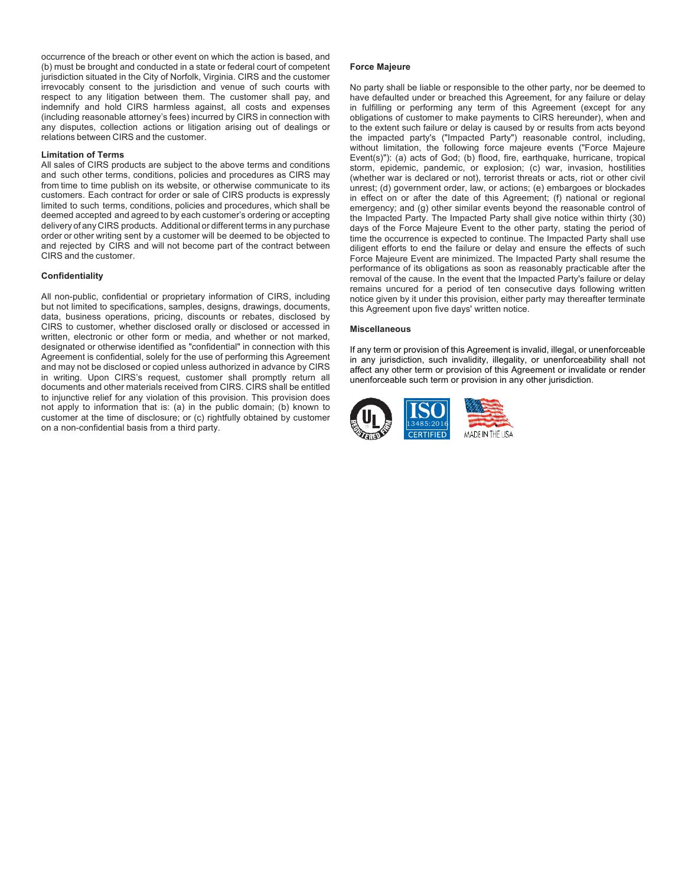occurrence of the breach or other event on which the action is based, and (b) must be brought and conducted in a state or federal court of competent jurisdiction situated in the City of Norfolk, Virginia. CIRS and the customer irrevocably consent to the jurisdiction and venue of such courts with respect to any litigation between them. The customer shall pay, and indemnify and hold CIRS harmless against, all costs and expenses (including reasonable attorney's fees) incurred by CIRS in connection with any disputes, collection actions or litigation arising out of dealings or relations between CIRS and the customer.

**Limitation of Terms**

All sales of CIRS products are subject to the above terms and conditions and such other terms, conditions, policies and procedures as CIRS may from time to time publish on its website, or otherwise communicate to its customers. Each contract for order or sale of CIRS products is expressly limited to such terms, conditions, policies and procedures, which shall be deemed accepted and agreed to by each customer's ordering or accepting delivery of any CIRS products. Additional or different terms in any purchase order or other writing sent by a customer will be deemed to be objected to and rejected by CIRS and will not become part of the contract between CIRS and the customer.

**Confidentiality**

All non-public, confidential or proprietary information of CIRS, including but not limited to specifications, samples, designs, drawings, documents, data, business operations, pricing, discounts or rebates, disclosed by CIRS to customer, whether disclosed orally or disclosed or accessed in written, electronic or other form or media, and whether or not marked, designated or otherwise identified as "confidential" in connection with this Agreement is confidential, solely for the use of performing this Agreement and may not be disclosed or copied unless authorized in advance by CIRS in writing. Upon CIRS's request, customer shall promptly return all documents and other materials received from CIRS. CIRS shall be entitled to injunctive relief for any violation of this provision. This provision does not apply to information that is: (a) in the public domain; (b) known to customer at the time of disclosure; or (c) rightfully obtained by customer on a non-confidential basis from a third party.

**Force Majeure**

No party shall be liable or responsible to the other party, nor be deemed to have defaulted under or breached this Agreement, for any failure or delay in fulfilling or performing any term of this Agreement (except for any obligations of customer to make payments to CIRS hereunder), when and to the extent such failure or delay is caused by or results from acts beyond the impacted party's ("Impacted Party") reasonable control, including, without limitation, the following force majeure events ("Force Majeure Event(s)"): (a) acts of God; (b) flood, fire, earthquake, hurricane, tropical storm, epidemic, pandemic, or explosion; (c) war, invasion, hostilities (whether war is declared or not), terrorist threats or acts, riot or other civil unrest; (d) government order, law, or actions; (e) embargoes or blockades in effect on or after the date of this Agreement; (f) national or regional emergency; and (g) other similar events beyond the reasonable control of the Impacted Party. The Impacted Party shall give notice within thirty (30) days of the Force Majeure Event to the other party, stating the period of time the occurrence is expected to continue. The Impacted Party shall use diligent efforts to end the failure or delay and ensure the effects of such Force Majeure Event are minimized. The Impacted Party shall resume the performance of its obligations as soon as reasonably practicable after the removal of the cause. In the event that the Impacted Party's failure or delay remains uncured for a period of ten consecutive days following written notice given by it under this provision, either party may thereafter terminate this Agreement upon five days' written notice.

**Miscellaneous**

If any term or provision of this Agreement is invalid, illegal, or unenforceable in any jurisdiction, such invalidity, illegality, or unenforceability shall not affect any other term or provision of this Agreement or invalidate or render unenforceable such term or provision in any other jurisdiction.

UL REGISTERED FIRM

ISO 13485:2016 CERTIFIED

MADE IN THE USA